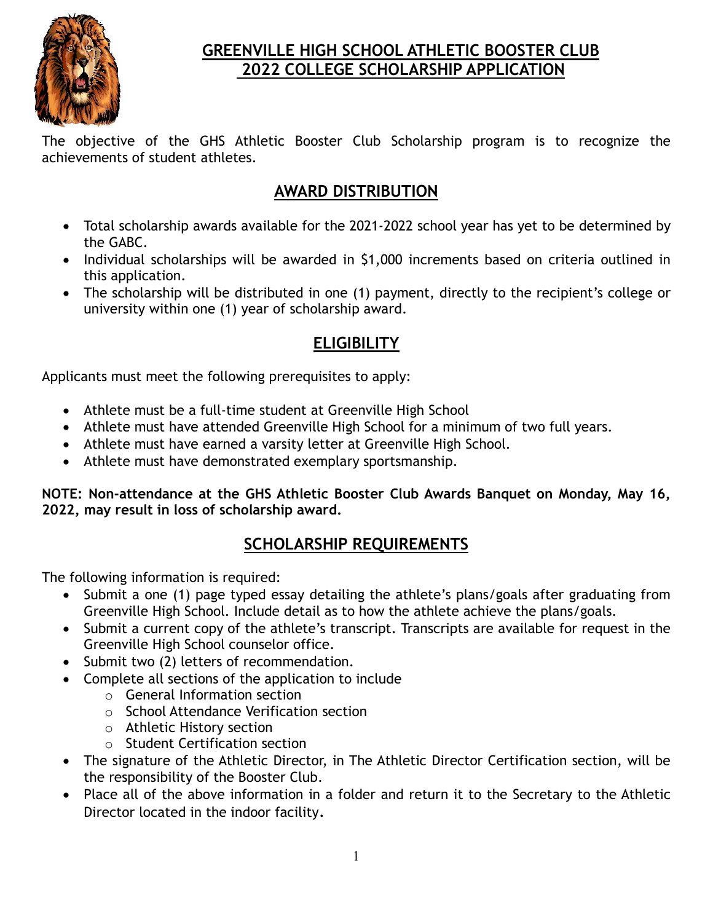# GREENVILLE HIGH SCHOOL ATHLETIC BOOSTER CLUB 2022 COLLEGE SCHOLARSHIP APPLICATION

The objective of the GHS Athletic Booster Club Scholarship program is to recognize the achievements of student athletes.

## AWARD DISTRIBUTION

- Total scholarship awards available for the 2021-2022 school year has yet to be determined by the GABC.
- Individual scholarships will be awarded in $1,000 increments based on criteria outlined in this application.
- The scholarship will be distributed in one (1) payment, directly to the recipient's college or university within one (1) year of scholarship award.

## ELIGIBILITY

Applicants must meet the following prerequisites to apply:

- Athlete must be a full-time student at Greenville High School
- Athlete must have attended Greenville High School for a minimum of two full years.
- Athlete must have earned a varsity letter at Greenville High School.
- Athlete must have demonstrated exemplary sportsmanship.

**NOTE: Non-attendance at the GHS Athletic Booster Club Awards Banquet on Monday, May 16, 2022, may result in loss of scholarship award.**

## SCHOLARSHIP REQUIREMENTS

The following information is required:

- Submit a one (1) page typed essay detailing the athlete's plans/goals after graduating from Greenville High School. Include detail as to how the athlete achieve the plans/goals.
- Submit a current copy of the athlete's transcript. Transcripts are available for request in the Greenville High School counselor office.
- Submit two (2) letters of recommendation.
- Complete all sections of the application to include
  - General Information section
  - School Attendance Verification section
  - Athletic History section
  - Student Certification section
- The signature of the Athletic Director, in The Athletic Director Certification section, will be the responsibility of the Booster Club.
- Place all of the above information in a folder and return it to the Secretary to the Athletic Director located in the indoor facility.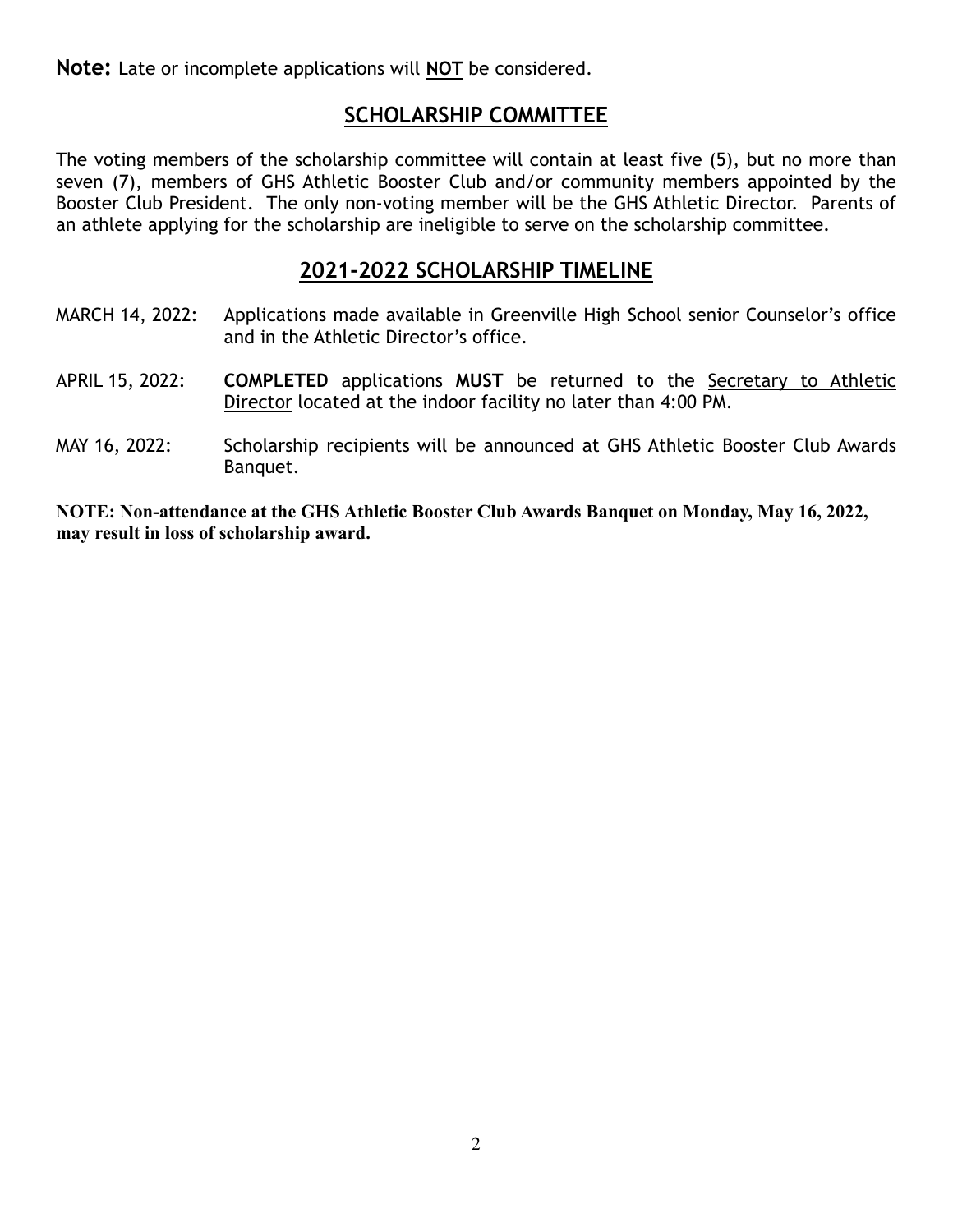**Note:** Late or incomplete applications will **NOT** be considered.

## SCHOLARSHIP COMMITTEE

The voting members of the scholarship committee will contain at least five (5), but no more than seven (7), members of GHS Athletic Booster Club and/or community members appointed by the Booster Club President. The only non-voting member will be the GHS Athletic Director. Parents of an athlete applying for the scholarship are ineligible to serve on the scholarship committee.

## 2021-2022 SCHOLARSHIP TIMELINE

MARCH 14, 2022: Applications made available in Greenville High School senior Counselor's office and in the Athletic Director's office.

APRIL 15, 2022: **COMPLETED** applications **MUST** be returned to the Secretary to Athletic Director located at the indoor facility no later than 4:00 PM.

MAY 16, 2022: Scholarship recipients will be announced at GHS Athletic Booster Club Awards Banquet.

**NOTE: Non-attendance at the GHS Athletic Booster Club Awards Banquet on Monday, May 16, 2022, may result in loss of scholarship award.**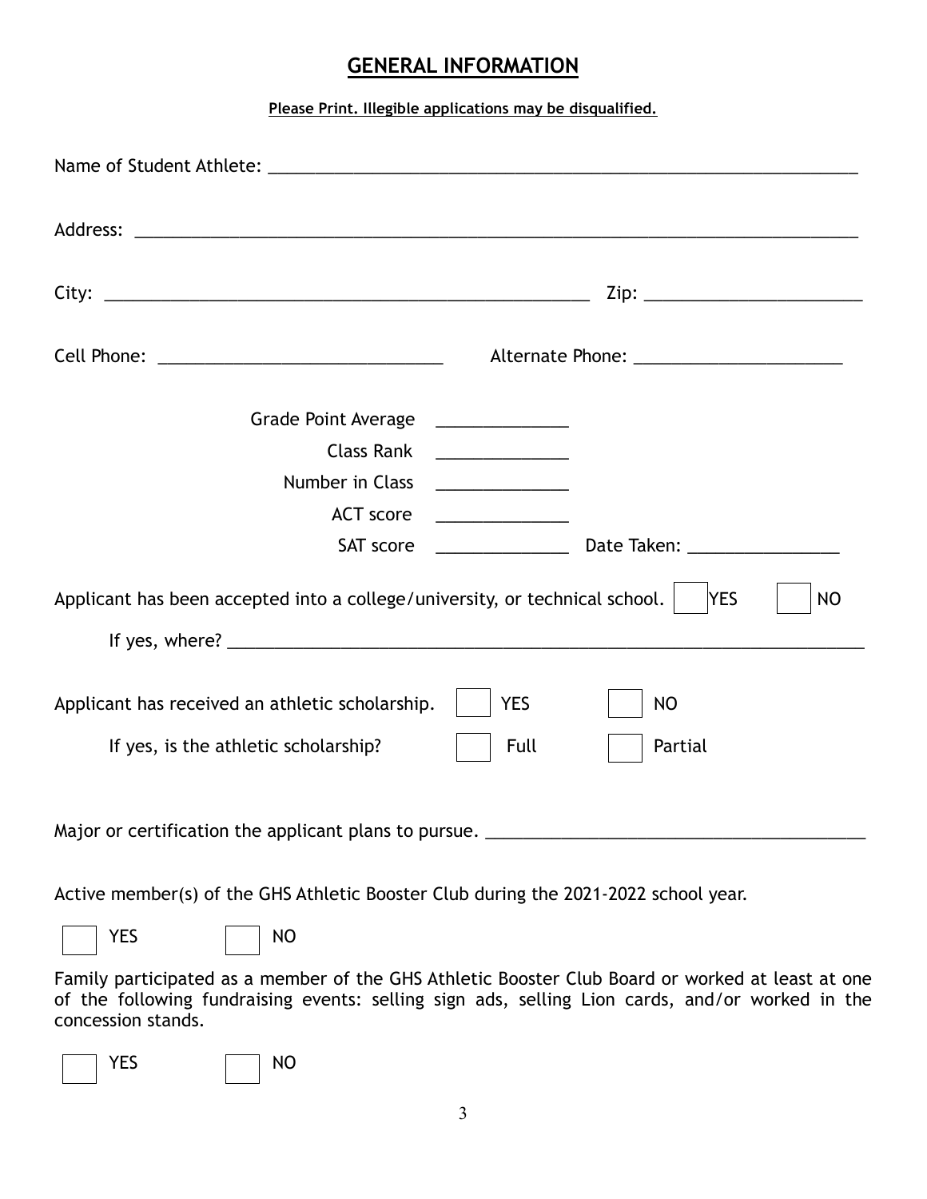## GENERAL INFORMATION

**Please Print. Illegible applications may be disqualified.**

Name of Student Athlete: ________________________________________________________________

Address: ________________________________________________________________________

City: ____________________________________________ Zip: ____________________

Cell Phone: __________________________ Alternate Phone: ____________________

Grade Point Average ____________

Class Rank ____________

Number in Class ____________

ACT score ____________

SAT score ____________ Date Taken: ______________

Applicant has been accepted into a college/university, or technical school. ☐ YES ☐ NO

If yes, where? ____________________________________________________________

Applicant has received an athletic scholarship. ☐ YES ☐ NO

If yes, is the athletic scholarship? ☐ Full ☐ Partial

Major or certification the applicant plans to pursue. ____________________________________

Active member(s) of the GHS Athletic Booster Club during the 2021-2022 school year.

☐ YES ☐ NO

Family participated as a member of the GHS Athletic Booster Club Board or worked at least at one of the following fundraising events: selling sign ads, selling Lion cards, and/or worked in the concession stands.

☐ YES ☐ NO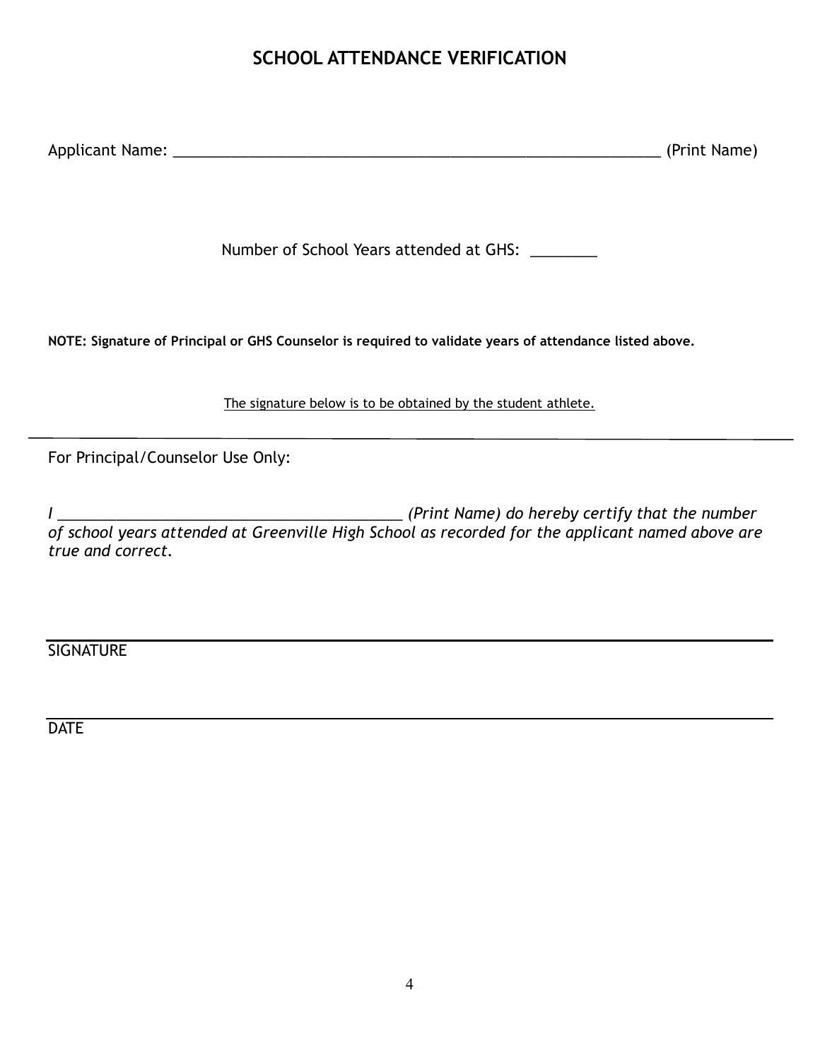# SCHOOL ATTENDANCE VERIFICATION

Applicant Name: ___________________________________________________________ (Print Name)

Number of School Years attended at GHS: ________

**NOTE: Signature of Principal or GHS Counselor is required to validate years of attendance listed above.**

The signature below is to be obtained by the student athlete.

---

For Principal/Counselor Use Only:

*I __________________________________________ (Print Name) do hereby certify that the number of school years attended at Greenville High School as recorded for the applicant named above are true and correct.*

_____________________________________________________________

SIGNATURE

_____________________________________________________________

DATE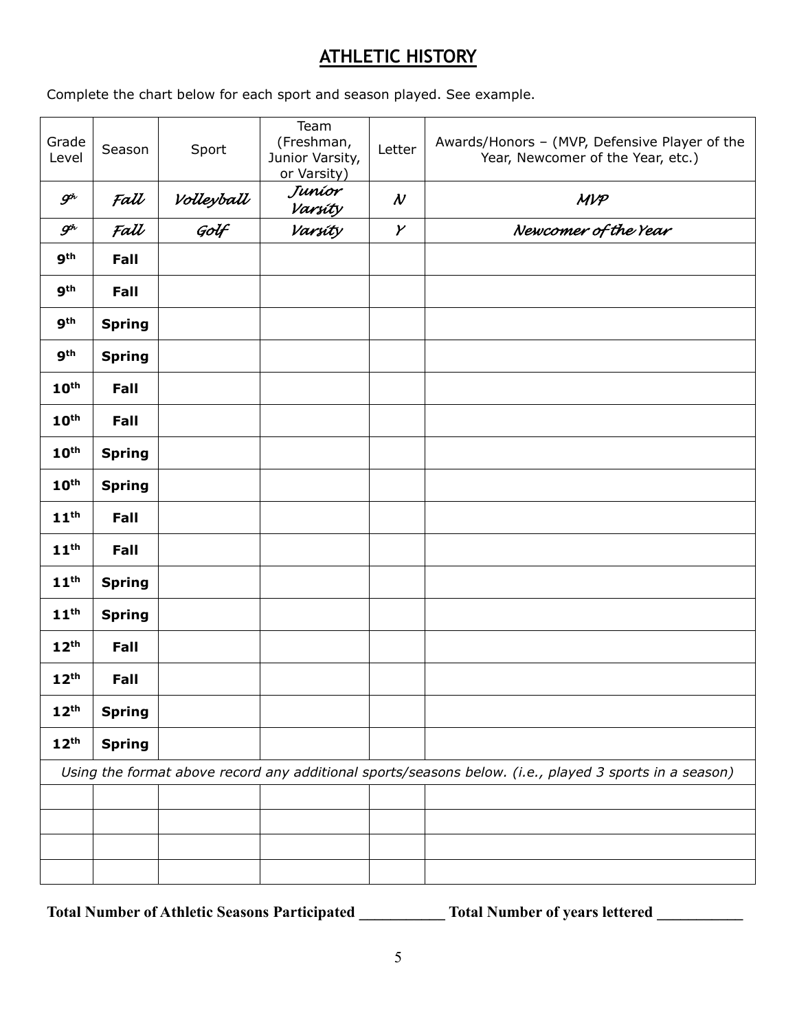## ATHLETIC HISTORY

Complete the chart below for each sport and season played. See example.

| Grade Level | Season | Sport | Team (Freshman, Junior Varsity, or Varsity) | Letter | Awards/Honors – (MVP, Defensive Player of the Year, Newcomer of the Year, etc.) |
|---|---|---|---|---|---|
| *9th* | *Fall* | *Volleyball* | *Junior Varsity* | *N* | *MVP* |
| *9th* | *Fall* | *Golf* | *Varsity* | *Y* | *Newcomer of the Year* |
| **9th** | **Fall** | | | | |
| **9th** | **Fall** | | | | |
| **9th** | **Spring** | | | | |
| **9th** | **Spring** | | | | |
| **10th** | **Fall** | | | | |
| **10th** | **Fall** | | | | |
| **10th** | **Spring** | | | | |
| **10th** | **Spring** | | | | |
| **11th** | **Fall** | | | | |
| **11th** | **Fall** | | | | |
| **11th** | **Spring** | | | | |
| **11th** | **Spring** | | | | |
| **12th** | **Fall** | | | | |
| **12th** | **Fall** | | | | |
| **12th** | **Spring** | | | | |
| **12th** | **Spring** | | | | |
| *Using the format above record any additional sports/seasons below. (i.e., played 3 sports in a season)* | | | | | |
| | | | | | |
| | | | | | |
| | | | | | |
| | | | | | |

**Total Number of Athletic Seasons Participated \_\_\_\_\_\_\_\_\_\_\_ Total Number of years lettered \_\_\_\_\_\_\_\_\_\_\_**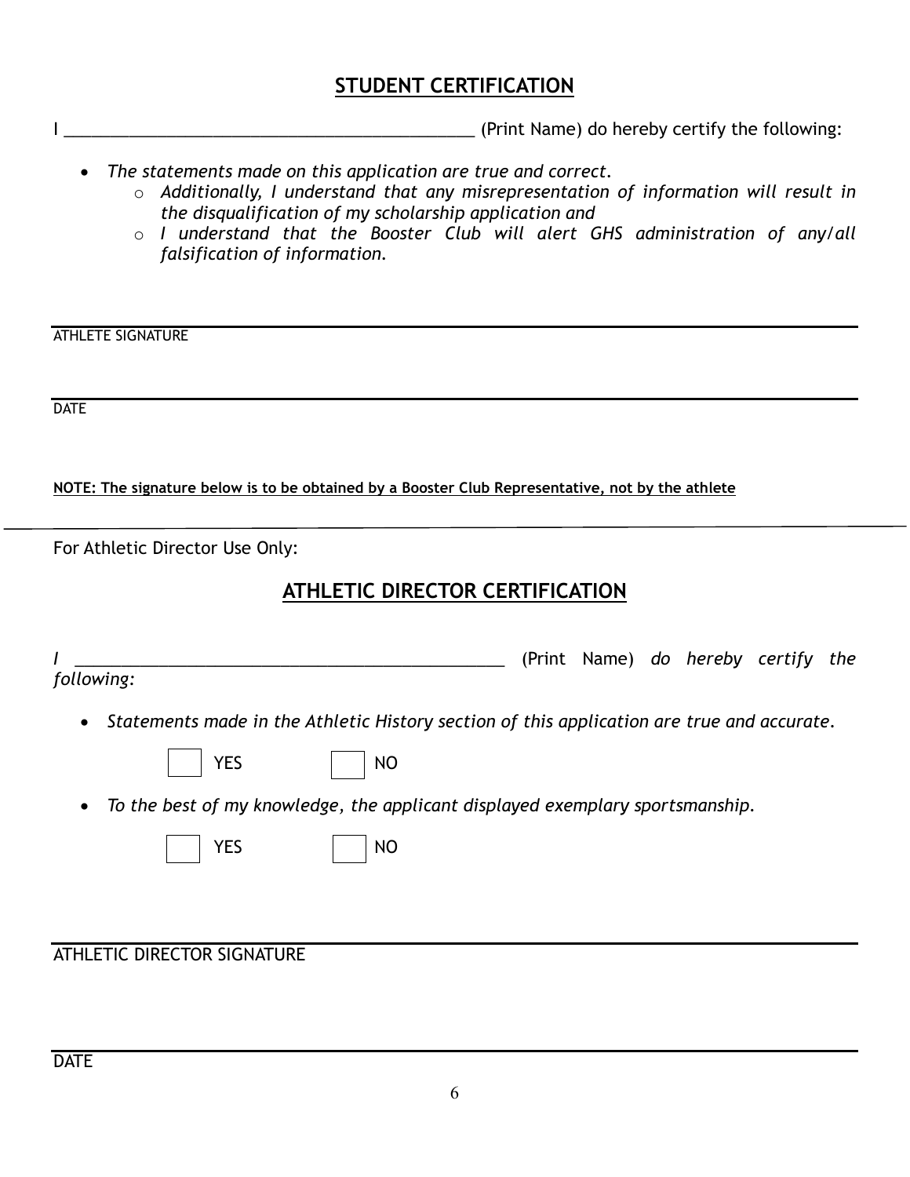## STUDENT CERTIFICATION

I _____________________________________________ (Print Name) do hereby certify the following:

- *The statements made on this application are true and correct.*
  - *Additionally, I understand that any misrepresentation of information will result in the disqualification of my scholarship application and*
  - *I understand that the Booster Club will alert GHS administration of any/all falsification of information.*

ATHLETE SIGNATURE

DATE

**NOTE: The signature below is to be obtained by a Booster Club Representative, not by the athlete**

For Athletic Director Use Only:

## ATHLETIC DIRECTOR CERTIFICATION

*I* _____________________________________________ (Print Name) *do hereby certify the following:*

- *Statements made in the Athletic History section of this application are true and accurate.*

  ☐ YES ☐ NO

- *To the best of my knowledge, the applicant displayed exemplary sportsmanship.*

  ☐ YES ☐ NO

ATHLETIC DIRECTOR SIGNATURE

DATE